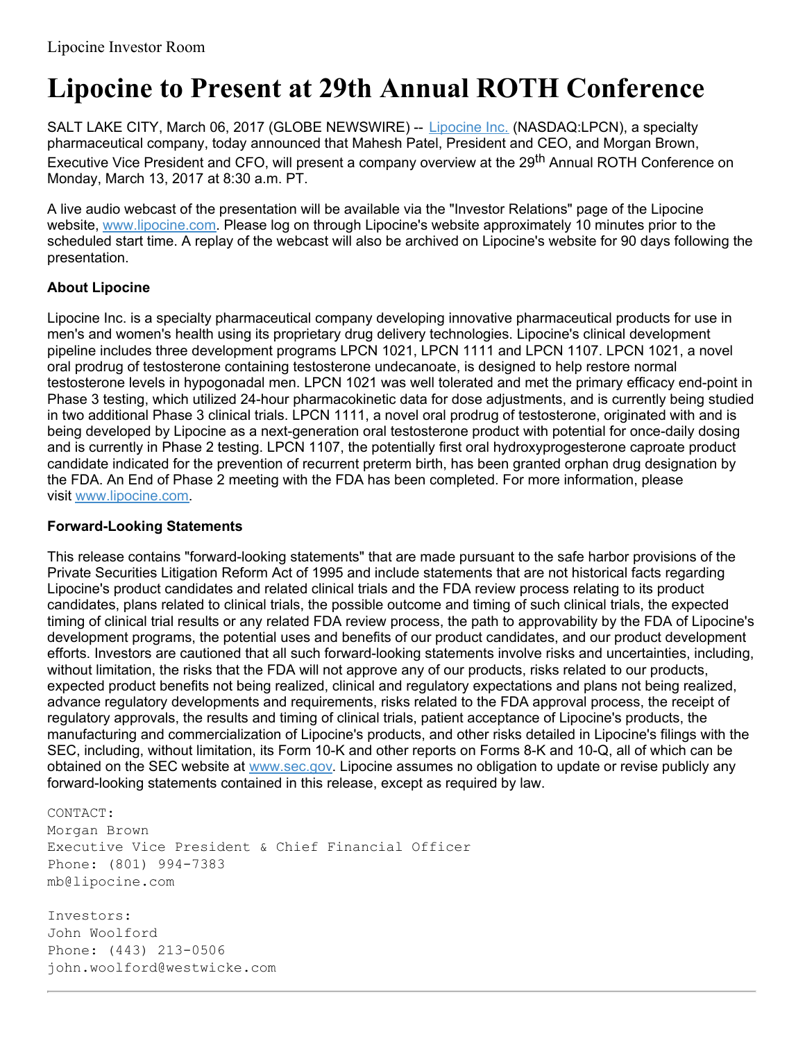Lipocine Investor Room

# Lipocine to Present at 29th Annual ROTH Conference

SALT LAKE CITY, March 06, 2017 (GLOBE NEWSWIRE) -- Lipocine Inc. (NASDAQ:LPCN), a specialty pharmaceutical company, today announced that Mahesh Patel, President and CEO, and Morgan Brown, Executive Vice President and CFO, will present a company overview at the 29th Annual ROTH Conference on Monday, March 13, 2017 at 8:30 a.m. PT.

A live audio webcast of the presentation will be available via the "Investor Relations" page of the Lipocine website, www.lipocine.com. Please log on through Lipocine's website approximately 10 minutes prior to the scheduled start time. A replay of the webcast will also be archived on Lipocine's website for 90 days following the presentation.

**About Lipocine**

Lipocine Inc. is a specialty pharmaceutical company developing innovative pharmaceutical products for use in men's and women's health using its proprietary drug delivery technologies. Lipocine's clinical development pipeline includes three development programs LPCN 1021, LPCN 1111 and LPCN 1107. LPCN 1021, a novel oral prodrug of testosterone containing testosterone undecanoate, is designed to help restore normal testosterone levels in hypogonadal men. LPCN 1021 was well tolerated and met the primary efficacy end-point in Phase 3 testing, which utilized 24-hour pharmacokinetic data for dose adjustments, and is currently being studied in two additional Phase 3 clinical trials. LPCN 1111, a novel oral prodrug of testosterone, originated with and is being developed by Lipocine as a next-generation oral testosterone product with potential for once-daily dosing and is currently in Phase 2 testing. LPCN 1107, the potentially first oral hydroxyprogesterone caproate product candidate indicated for the prevention of recurrent preterm birth, has been granted orphan drug designation by the FDA. An End of Phase 2 meeting with the FDA has been completed. For more information, please visit www.lipocine.com.

**Forward-Looking Statements**

This release contains "forward-looking statements" that are made pursuant to the safe harbor provisions of the Private Securities Litigation Reform Act of 1995 and include statements that are not historical facts regarding Lipocine's product candidates and related clinical trials and the FDA review process relating to its product candidates, plans related to clinical trials, the possible outcome and timing of such clinical trials, the expected timing of clinical trial results or any related FDA review process, the path to approvability by the FDA of Lipocine's development programs, the potential uses and benefits of our product candidates, and our product development efforts. Investors are cautioned that all such forward-looking statements involve risks and uncertainties, including, without limitation, the risks that the FDA will not approve any of our products, risks related to our products, expected product benefits not being realized, clinical and regulatory expectations and plans not being realized, advance regulatory developments and requirements, risks related to the FDA approval process, the receipt of regulatory approvals, the results and timing of clinical trials, patient acceptance of Lipocine's products, the manufacturing and commercialization of Lipocine's products, and other risks detailed in Lipocine's filings with the SEC, including, without limitation, its Form 10-K and other reports on Forms 8-K and 10-Q, all of which can be obtained on the SEC website at www.sec.gov. Lipocine assumes no obligation to update or revise publicly any forward-looking statements contained in this release, except as required by law.

CONTACT:
Morgan Brown
Executive Vice President & Chief Financial Officer
Phone: (801) 994-7383
mb@lipocine.com

Investors:
John Woolford
Phone: (443) 213-0506
john.woolford@westwicke.com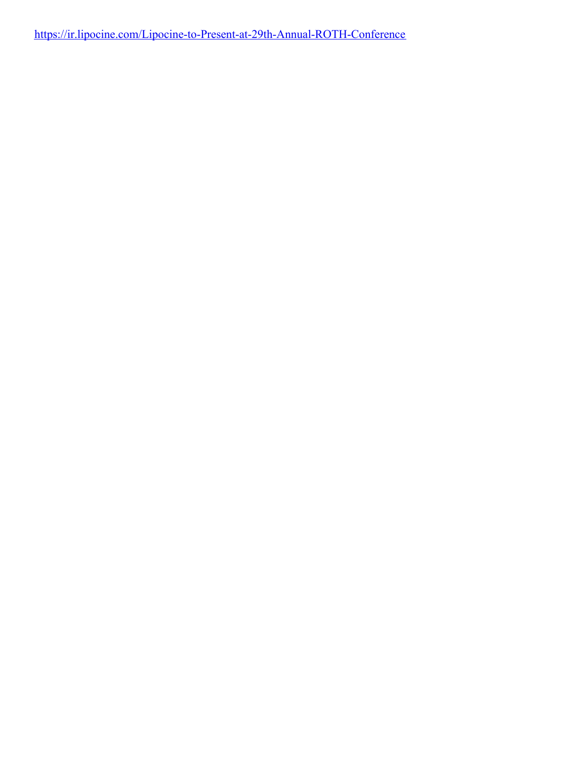[https://ir.lipocine.com/Lipocine-to-Present-at-29th-Annual-ROTH-Conference](https://ir.lipocine.com/Lipocine-to-Present-at-29th-Annual-ROTH-Conference)